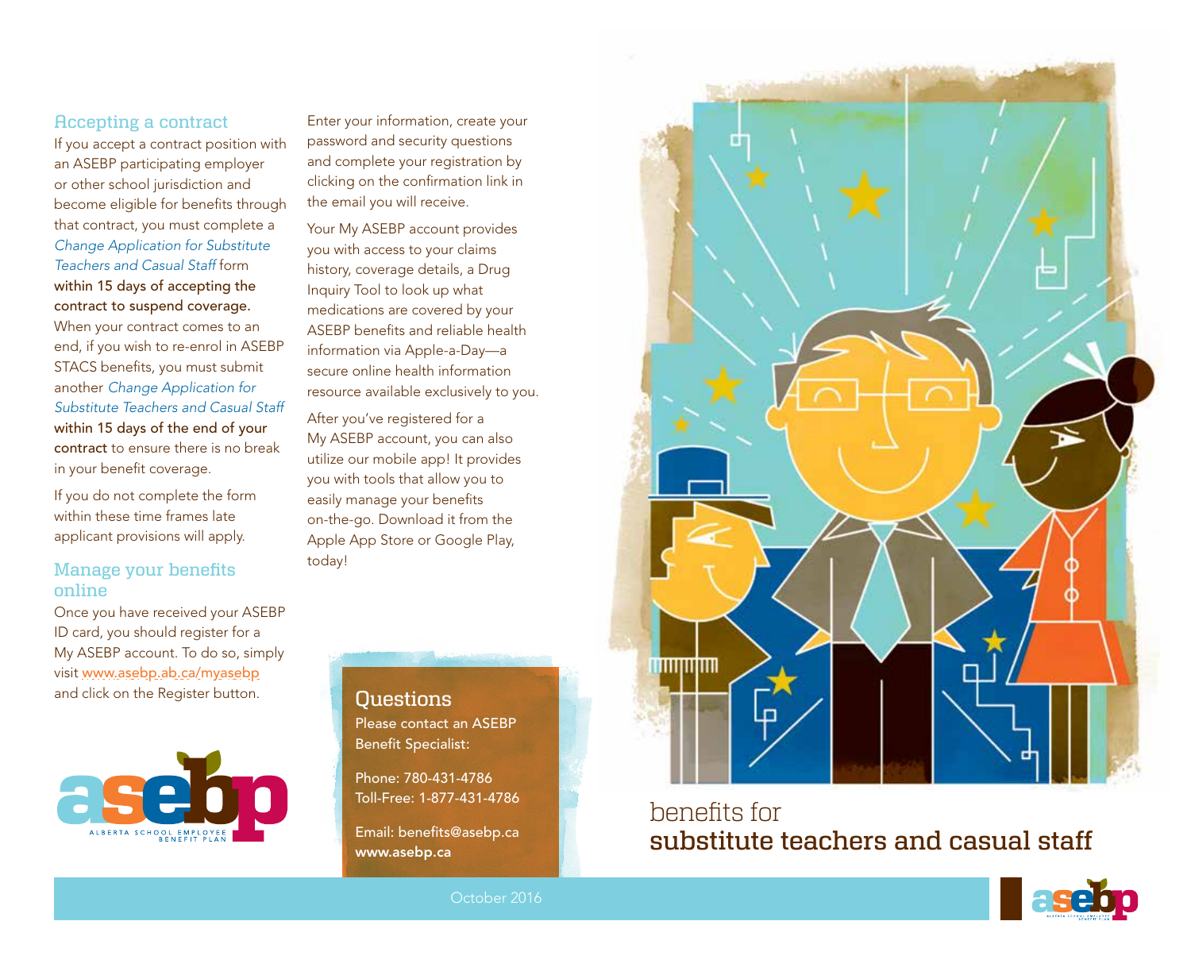## Accepting a contract

If you accept a contract position with an ASEBP participating employer or other school jurisdiction and become eligible for benefits through that contract, you must complete a *Change Application for Substitute Teachers and Casual Staff* form **within 15 days of accepting the contract to suspend coverage.** When your contract comes to an end, if you wish to re-enrol in ASEBP STACS benefits, you must submit another *Change Application for Substitute Teachers and Casual Staff* **within 15 days of the end of your contract** to ensure there is no break in your benefit coverage.

If you do not complete the form within these time frames late applicant provisions will apply.

## Manage your benefits online

Once you have received your ASEBP ID card, you should register for a My ASEBP account. To do so, simply visit www.asebp.ab.ca/myasebp and click on the Register button.

Enter your information, create your password and security questions and complete your registration by clicking on the confirmation link in the email you will receive.

Your My ASEBP account provides you with access to your claims history, coverage details, a Drug Inquiry Tool to look up what medications are covered by your ASEBP benefits and reliable health information via Apple-a-Day—a secure online health information resource available exclusively to you.

After you've registered for a My ASEBP account, you can also utilize our mobile app! It provides you with tools that allow you to easily manage your benefits on-the-go. Download it from the Apple App Store or Google Play, today!

asebp
ALBERTA SCHOOL EMPLOYEE BENEFIT PLAN

## Questions

Please contact an ASEBP Benefit Specialist:

Phone: 780-431-4786
Toll-Free: 1-877-431-4786

Email: benefits@asebp.ca
**www.asebp.ca**

October 2016

# benefits for **substitute teachers and casual staff**

asebp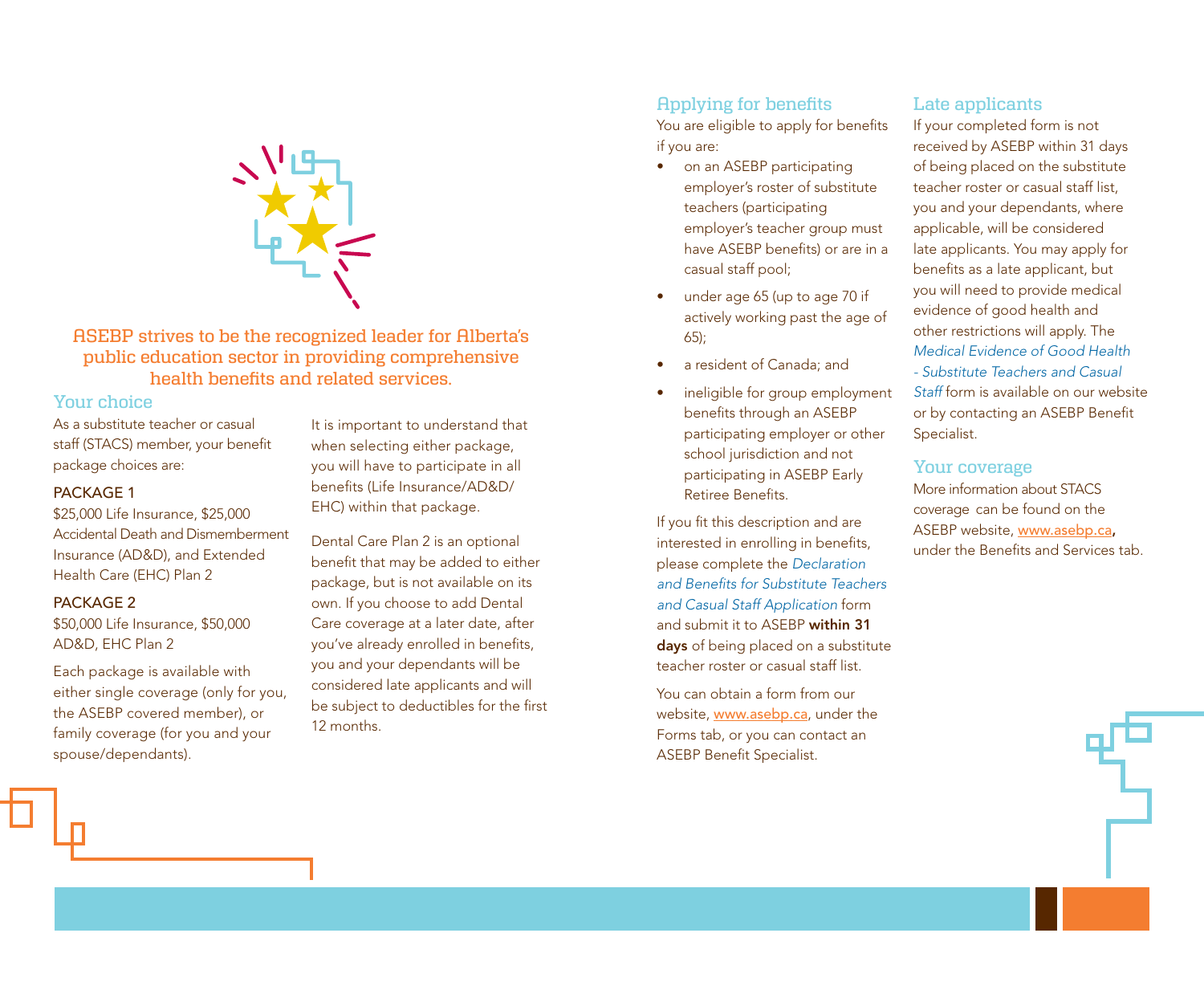**ASEBP strives to be the recognized leader for Alberta's public education sector in providing comprehensive health benefits and related services.**

## Your choice

As a substitute teacher or casual staff (STACS) member, your benefit package choices are:

### PACKAGE 1

$25,000 Life Insurance, $25,000 Accidental Death and Dismemberment Insurance (AD&D), and Extended Health Care (EHC) Plan 2

### PACKAGE 2

$50,000 Life Insurance, $50,000 AD&D, EHC Plan 2

Each package is available with either single coverage (only for you, the ASEBP covered member), or family coverage (for you and your spouse/dependants).

It is important to understand that when selecting either package, you will have to participate in all benefits (Life Insurance/AD&D/EHC) within that package.

Dental Care Plan 2 is an optional benefit that may be added to either package, but is not available on its own. If you choose to add Dental Care coverage at a later date, after you've already enrolled in benefits, you and your dependants will be considered late applicants and will be subject to deductibles for the first 12 months.

## Applying for benefits

You are eligible to apply for benefits if you are:

- on an ASEBP participating employer's roster of substitute teachers (participating employer's teacher group must have ASEBP benefits) or are in a casual staff pool;
- under age 65 (up to age 70 if actively working past the age of 65);
- a resident of Canada; and
- ineligible for group employment benefits through an ASEBP participating employer or other school jurisdiction and not participating in ASEBP Early Retiree Benefits.

If you fit this description and are interested in enrolling in benefits, please complete the *Declaration and Benefits for Substitute Teachers and Casual Staff Application* form and submit it to ASEBP **within 31 days** of being placed on a substitute teacher roster or casual staff list.

You can obtain a form from our website, www.asebp.ca, under the Forms tab, or you can contact an ASEBP Benefit Specialist.

## Late applicants

If your completed form is not received by ASEBP within 31 days of being placed on the substitute teacher roster or casual staff list, you and your dependants, where applicable, will be considered late applicants. You may apply for benefits as a late applicant, but you will need to provide medical evidence of good health and other restrictions will apply. The *Medical Evidence of Good Health - Substitute Teachers and Casual Staff* form is available on our website or by contacting an ASEBP Benefit Specialist.

## Your coverage

More information about STACS coverage can be found on the ASEBP website, www.asebp.ca, under the Benefits and Services tab.